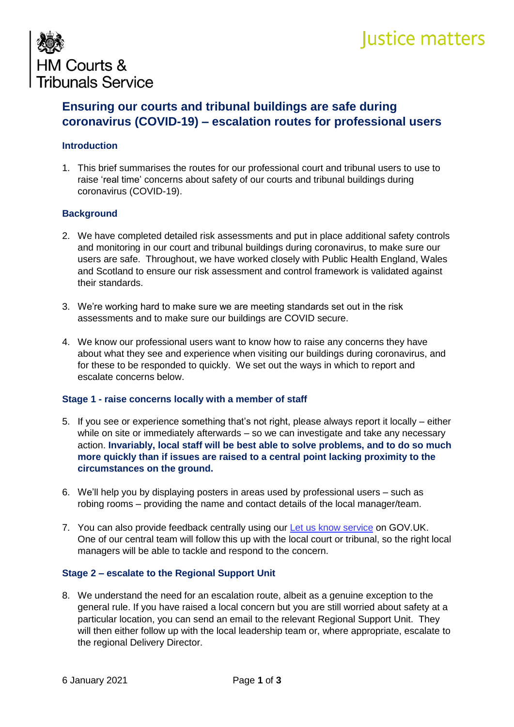HM Courts & Tribunals Service

Justice matters

# Ensuring our courts and tribunal buildings are safe during coronavirus (COVID-19) – escalation routes for professional users

## Introduction

1. This brief summarises the routes for our professional court and tribunal users to use to raise 'real time' concerns about safety of our courts and tribunal buildings during coronavirus (COVID-19).

## Background

2. We have completed detailed risk assessments and put in place additional safety controls and monitoring in our court and tribunal buildings during coronavirus, to make sure our users are safe. Throughout, we have worked closely with Public Health England, Wales and Scotland to ensure our risk assessment and control framework is validated against their standards.

3. We're working hard to make sure we are meeting standards set out in the risk assessments and to make sure our buildings are COVID secure.

4. We know our professional users want to know how to raise any concerns they have about what they see and experience when visiting our buildings during coronavirus, and for these to be responded to quickly. We set out the ways in which to report and escalate concerns below.

## Stage 1 - raise concerns locally with a member of staff

5. If you see or experience something that's not right, please always report it locally – either while on site or immediately afterwards – so we can investigate and take any necessary action. **Invariably, local staff will be best able to solve problems, and to do so much more quickly than if issues are raised to a central point lacking proximity to the circumstances on the ground.**

6. We'll help you by displaying posters in areas used by professional users – such as robing rooms – providing the name and contact details of the local manager/team.

7. You can also provide feedback centrally using our Let us know service on GOV.UK. One of our central team will follow this up with the local court or tribunal, so the right local managers will be able to tackle and respond to the concern.

## Stage 2 – escalate to the Regional Support Unit

8. We understand the need for an escalation route, albeit as a genuine exception to the general rule. If you have raised a local concern but you are still worried about safety at a particular location, you can send an email to the relevant Regional Support Unit. They will then either follow up with the local leadership team or, where appropriate, escalate to the regional Delivery Director.

6 January 2021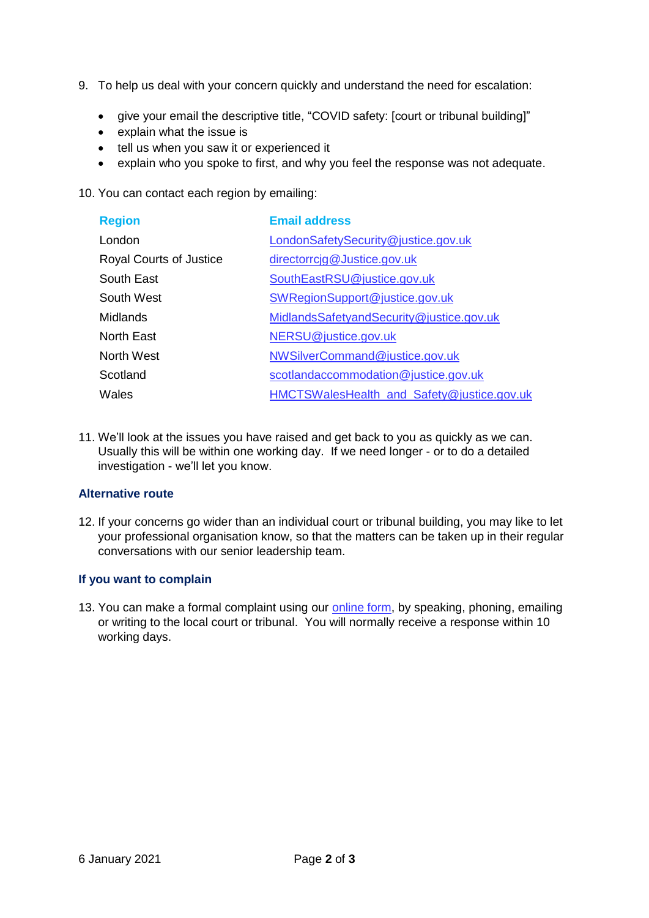9. To help us deal with your concern quickly and understand the need for escalation:

   - give your email the descriptive title, “COVID safety: [court or tribunal building]”
   - explain what the issue is
   - tell us when you saw it or experienced it
   - explain who you spoke to first, and why you feel the response was not adequate.

10. You can contact each region by emailing:

| Region | Email address |
|---|---|
| London | LondonSafetySecurity@justice.gov.uk |
| Royal Courts of Justice | directorrcjg@Justice.gov.uk |
| South East | SouthEastRSU@justice.gov.uk |
| South West | SWRegionSupport@justice.gov.uk |
| Midlands | MidlandsSafetyandSecurity@justice.gov.uk |
| North East | NERSU@justice.gov.uk |
| North West | NWSilverCommand@justice.gov.uk |
| Scotland | scotlandaccommodation@justice.gov.uk |
| Wales | HMCTSWalesHealth_and_Safety@justice.gov.uk |

11. We’ll look at the issues you have raised and get back to you as quickly as we can. Usually this will be within one working day. If we need longer - or to do a detailed investigation - we’ll let you know.

### Alternative route

12. If your concerns go wider than an individual court or tribunal building, you may like to let your professional organisation know, so that the matters can be taken up in their regular conversations with our senior leadership team.

### If you want to complain

13. You can make a formal complaint using our online form, by speaking, phoning, emailing or writing to the local court or tribunal. You will normally receive a response within 10 working days.

6 January 2021